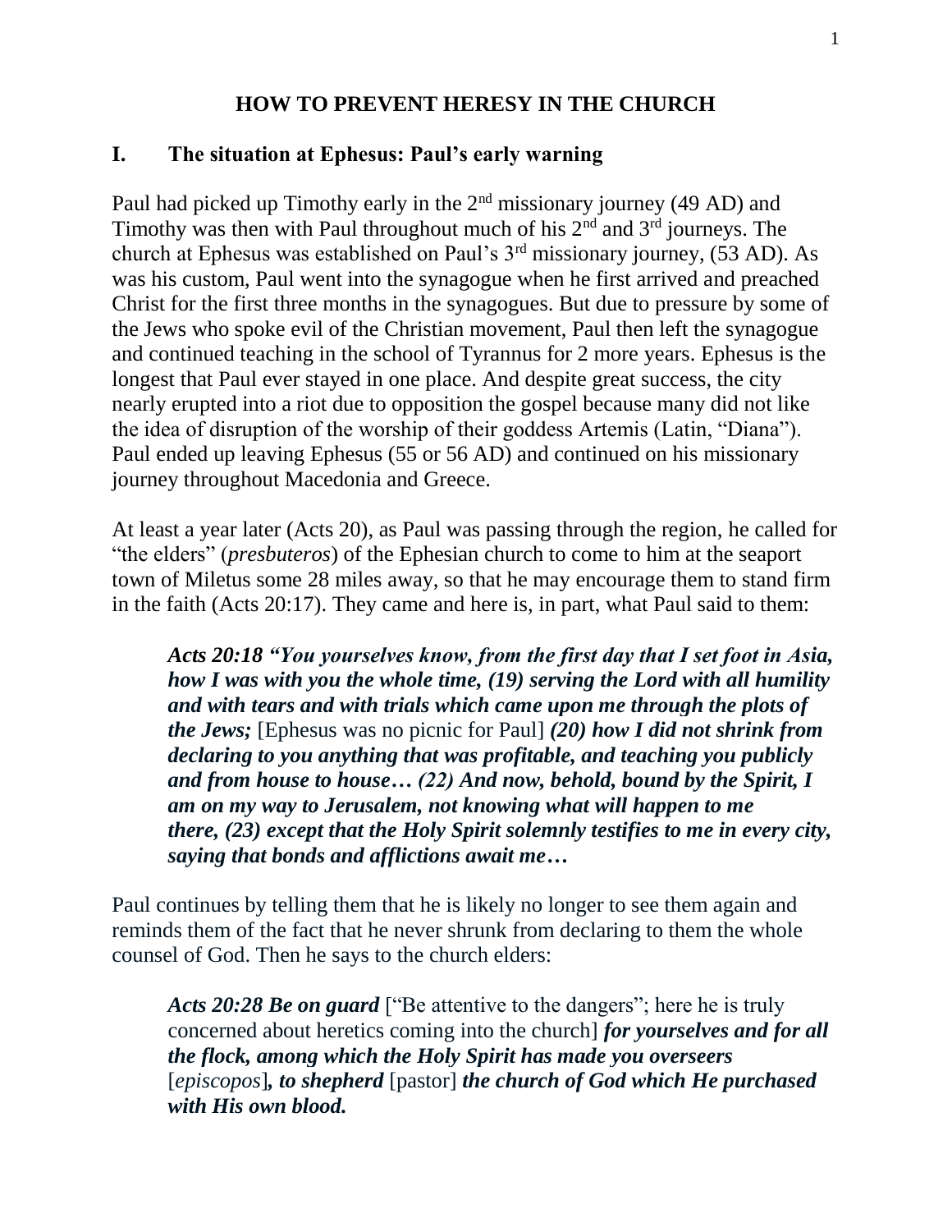# HOW TO PREVENT HERESY IN THE CHURCH

## I. The situation at Ephesus: Paul's early warning

Paul had picked up Timothy early in the 2nd missionary journey (49 AD) and Timothy was then with Paul throughout much of his 2nd and 3rd journeys. The church at Ephesus was established on Paul's 3rd missionary journey, (53 AD). As was his custom, Paul went into the synagogue when he first arrived and preached Christ for the first three months in the synagogues. But due to pressure by some of the Jews who spoke evil of the Christian movement, Paul then left the synagogue and continued teaching in the school of Tyrannus for 2 more years. Ephesus is the longest that Paul ever stayed in one place. And despite great success, the city nearly erupted into a riot due to opposition the gospel because many did not like the idea of disruption of the worship of their goddess Artemis (Latin, "Diana"). Paul ended up leaving Ephesus (55 or 56 AD) and continued on his missionary journey throughout Macedonia and Greece.

At least a year later (Acts 20), as Paul was passing through the region, he called for "the elders" (*presbuteros*) of the Ephesian church to come to him at the seaport town of Miletus some 28 miles away, so that he may encourage them to stand firm in the faith (Acts 20:17). They came and here is, in part, what Paul said to them:

> ***Acts 20:18 "You yourselves know, from the first day that I set foot in Asia, how I was with you the whole time, (19) serving the Lord with all humility and with tears and with trials which came upon me through the plots of the Jews;*** [Ephesus was no picnic for Paul] ***(20) how I did not shrink from declaring to you anything that was profitable, and teaching you publicly and from house to house… (22) And now, behold, bound by the Spirit, I am on my way to Jerusalem, not knowing what will happen to me there, (23) except that the Holy Spirit solemnly testifies to me in every city, saying that bonds and afflictions await me…***

Paul continues by telling them that he is likely no longer to see them again and reminds them of the fact that he never shrunk from declaring to them the whole counsel of God. Then he says to the church elders:

> ***Acts 20:28 Be on guard*** ["Be attentive to the dangers"; here he is truly concerned about heretics coming into the church] ***for yourselves and for all the flock, among which the Holy Spirit has made you overseers*** [*episcopos*]***, to shepherd*** [pastor] ***the church of God which He purchased with His own blood.***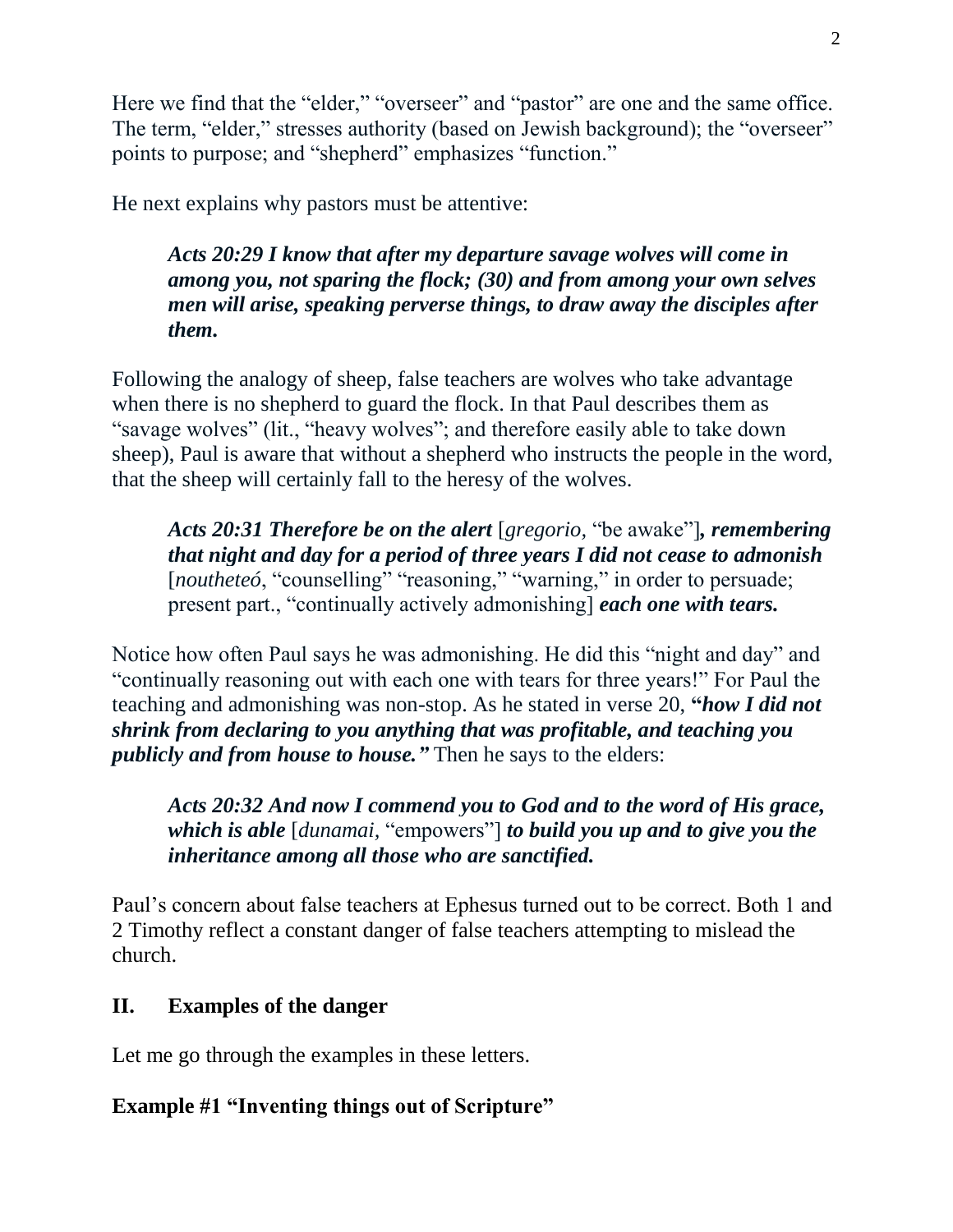Here we find that the "elder," "overseer" and "pastor" are one and the same office. The term, "elder," stresses authority (based on Jewish background); the "overseer" points to purpose; and "shepherd" emphasizes "function."

He next explains why pastors must be attentive:

> ***Acts 20:29 I know that after my departure savage wolves will come in among you, not sparing the flock; (30) and from among your own selves men will arise, speaking perverse things, to draw away the disciples after them.***

Following the analogy of sheep, false teachers are wolves who take advantage when there is no shepherd to guard the flock. In that Paul describes them as "savage wolves" (lit., "heavy wolves"; and therefore easily able to take down sheep), Paul is aware that without a shepherd who instructs the people in the word, that the sheep will certainly fall to the heresy of the wolves.

> ***Acts 20:31 Therefore be on the alert*** [*gregorio,* "be awake"]***, remembering that night and day for a period of three years I did not cease to admonish*** [*noutheteó*, "counselling" "reasoning," "warning," in order to persuade; present part., "continually actively admonishing] ***each one with tears.***

Notice how often Paul says he was admonishing. He did this "night and day" and "continually reasoning out with each one with tears for three years!" For Paul the teaching and admonishing was non-stop. As he stated in verse 20, ***"how I did not shrink from declaring to you anything that was profitable, and teaching you publicly and from house to house."*** Then he says to the elders:

> ***Acts 20:32 And now I commend you to God and to the word of His grace, which is able*** [*dunamai,* "empowers"] ***to build you up and to give you the inheritance among all those who are sanctified.***

Paul's concern about false teachers at Ephesus turned out to be correct. Both 1 and 2 Timothy reflect a constant danger of false teachers attempting to mislead the church.

## II. Examples of the danger

Let me go through the examples in these letters.

### Example #1 "Inventing things out of Scripture"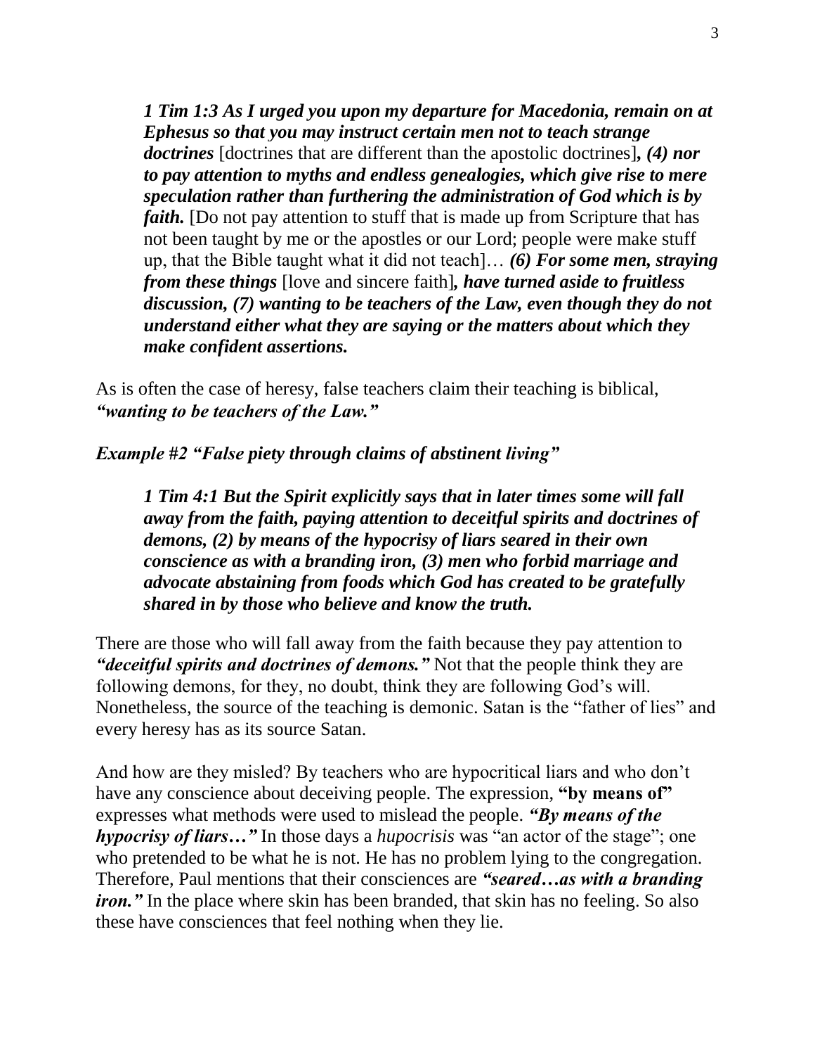> ***1 Tim 1:3 As I urged you upon my departure for Macedonia, remain on at Ephesus so that you may instruct certain men not to teach strange doctrines*** [doctrines that are different than the apostolic doctrines]***, (4) nor to pay attention to myths and endless genealogies, which give rise to mere speculation rather than furthering the administration of God which is by faith.*** [Do not pay attention to stuff that is made up from Scripture that has not been taught by me or the apostles or our Lord; people were make stuff up, that the Bible taught what it did not teach]… ***(6) For some men, straying from these things*** [love and sincere faith]***, have turned aside to fruitless discussion, (7) wanting to be teachers of the Law, even though they do not understand either what they are saying or the matters about which they make confident assertions.***

As is often the case of heresy, false teachers claim their teaching is biblical, ***"wanting to be teachers of the Law."***

***Example #2 "False piety through claims of abstinent living"***

> ***1 Tim 4:1 But the Spirit explicitly says that in later times some will fall away from the faith, paying attention to deceitful spirits and doctrines of demons, (2) by means of the hypocrisy of liars seared in their own conscience as with a branding iron, (3) men who forbid marriage and advocate abstaining from foods which God has created to be gratefully shared in by those who believe and know the truth.***

There are those who will fall away from the faith because they pay attention to ***"deceitful spirits and doctrines of demons."*** Not that the people think they are following demons, for they, no doubt, think they are following God's will. Nonetheless, the source of the teaching is demonic. Satan is the "father of lies" and every heresy has as its source Satan.

And how are they misled? By teachers who are hypocritical liars and who don't have any conscience about deceiving people. The expression, **"by means of"** expresses what methods were used to mislead the people. ***"By means of the hypocrisy of liars…"*** In those days a *hupocrisis* was "an actor of the stage"; one who pretended to be what he is not. He has no problem lying to the congregation. Therefore, Paul mentions that their consciences are ***"seared…as with a branding iron."*** In the place where skin has been branded, that skin has no feeling. So also these have consciences that feel nothing when they lie.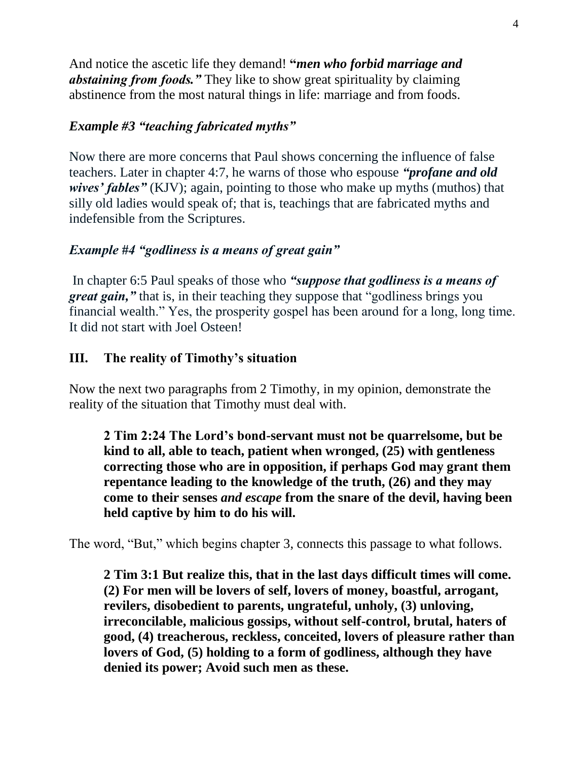And notice the ascetic life they demand! **"*men who forbid marriage and abstaining from foods.*"** They like to show great spirituality by claiming abstinence from the most natural things in life: marriage and from foods.

### *Example #3 "teaching fabricated myths"*

Now there are more concerns that Paul shows concerning the influence of false teachers. Later in chapter 4:7, he warns of those who espouse ***"profane and old wives' fables"*** (KJV); again, pointing to those who make up myths (muthos) that silly old ladies would speak of; that is, teachings that are fabricated myths and indefensible from the Scriptures.

### *Example #4 "godliness is a means of great gain"*

In chapter 6:5 Paul speaks of those who ***"suppose that godliness is a means of great gain,"*** that is, in their teaching they suppose that "godliness brings you financial wealth." Yes, the prosperity gospel has been around for a long, long time. It did not start with Joel Osteen!

## III. The reality of Timothy's situation

Now the next two paragraphs from 2 Timothy, in my opinion, demonstrate the reality of the situation that Timothy must deal with.

> **2 Tim 2:24 The Lord's bond-servant must not be quarrelsome, but be kind to all, able to teach, patient when wronged, (25) with gentleness correcting those who are in opposition, if perhaps God may grant them repentance leading to the knowledge of the truth, (26) and they may come to their senses *and escape* from the snare of the devil, having been held captive by him to do his will.**

The word, "But," which begins chapter 3, connects this passage to what follows.

> **2 Tim 3:1 But realize this, that in the last days difficult times will come. (2) For men will be lovers of self, lovers of money, boastful, arrogant, revilers, disobedient to parents, ungrateful, unholy, (3) unloving, irreconcilable, malicious gossips, without self-control, brutal, haters of good, (4) treacherous, reckless, conceited, lovers of pleasure rather than lovers of God, (5) holding to a form of godliness, although they have denied its power; Avoid such men as these.**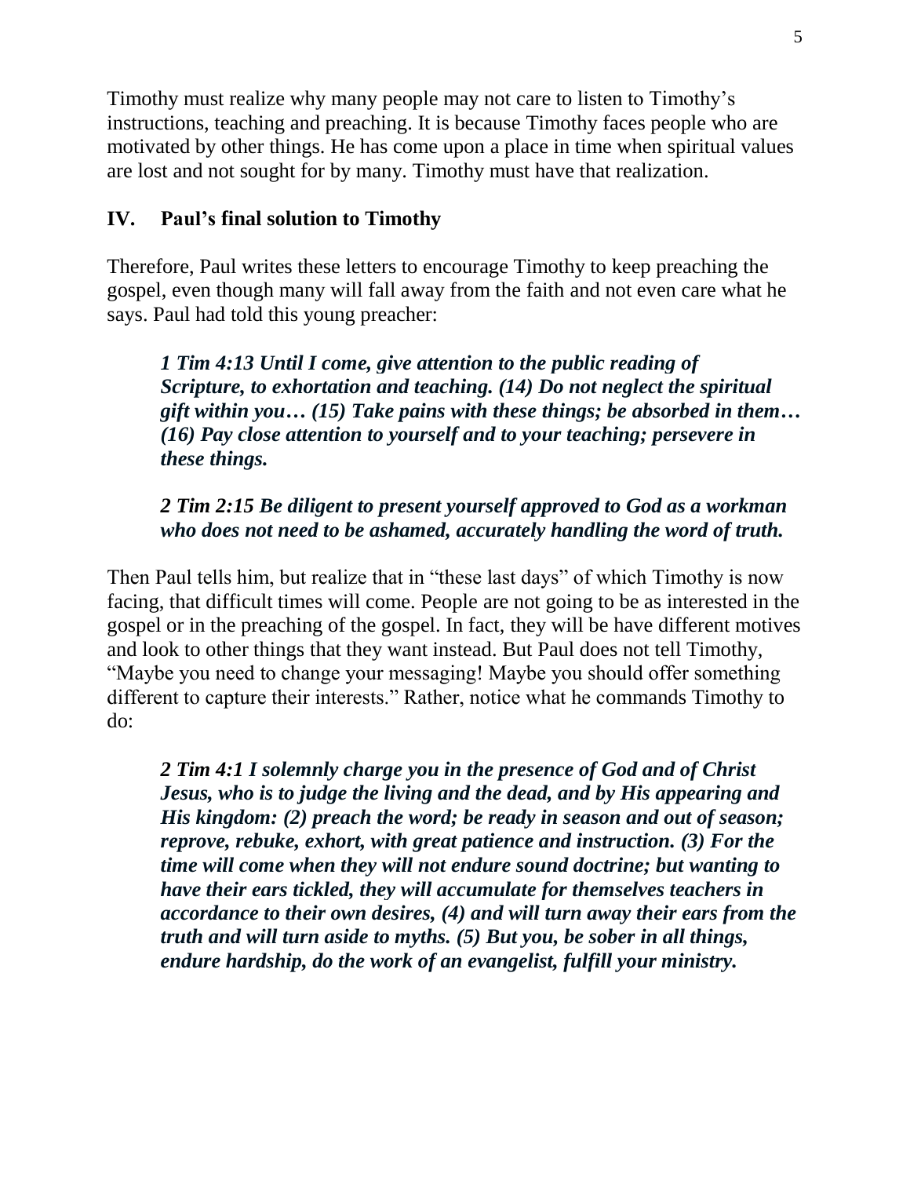Timothy must realize why many people may not care to listen to Timothy's instructions, teaching and preaching. It is because Timothy faces people who are motivated by other things. He has come upon a place in time when spiritual values are lost and not sought for by many. Timothy must have that realization.

## IV. Paul's final solution to Timothy

Therefore, Paul writes these letters to encourage Timothy to keep preaching the gospel, even though many will fall away from the faith and not even care what he says. Paul had told this young preacher:

> ***1 Tim 4:13 Until I come, give attention to the public reading of Scripture, to exhortation and teaching. (14) Do not neglect the spiritual gift within you… (15) Take pains with these things; be absorbed in them… (16) Pay close attention to yourself and to your teaching; persevere in these things.***
>
> ***2 Tim 2:15 Be diligent to present yourself approved to God as a workman who does not need to be ashamed, accurately handling the word of truth.***

Then Paul tells him, but realize that in "these last days" of which Timothy is now facing, that difficult times will come. People are not going to be as interested in the gospel or in the preaching of the gospel. In fact, they will be have different motives and look to other things that they want instead. But Paul does not tell Timothy, "Maybe you need to change your messaging! Maybe you should offer something different to capture their interests." Rather, notice what he commands Timothy to do:

> ***2 Tim 4:1 I solemnly charge you in the presence of God and of Christ Jesus, who is to judge the living and the dead, and by His appearing and His kingdom: (2) preach the word; be ready in season and out of season; reprove, rebuke, exhort, with great patience and instruction. (3) For the time will come when they will not endure sound doctrine; but wanting to have their ears tickled, they will accumulate for themselves teachers in accordance to their own desires, (4) and will turn away their ears from the truth and will turn aside to myths. (5) But you, be sober in all things, endure hardship, do the work of an evangelist, fulfill your ministry.***